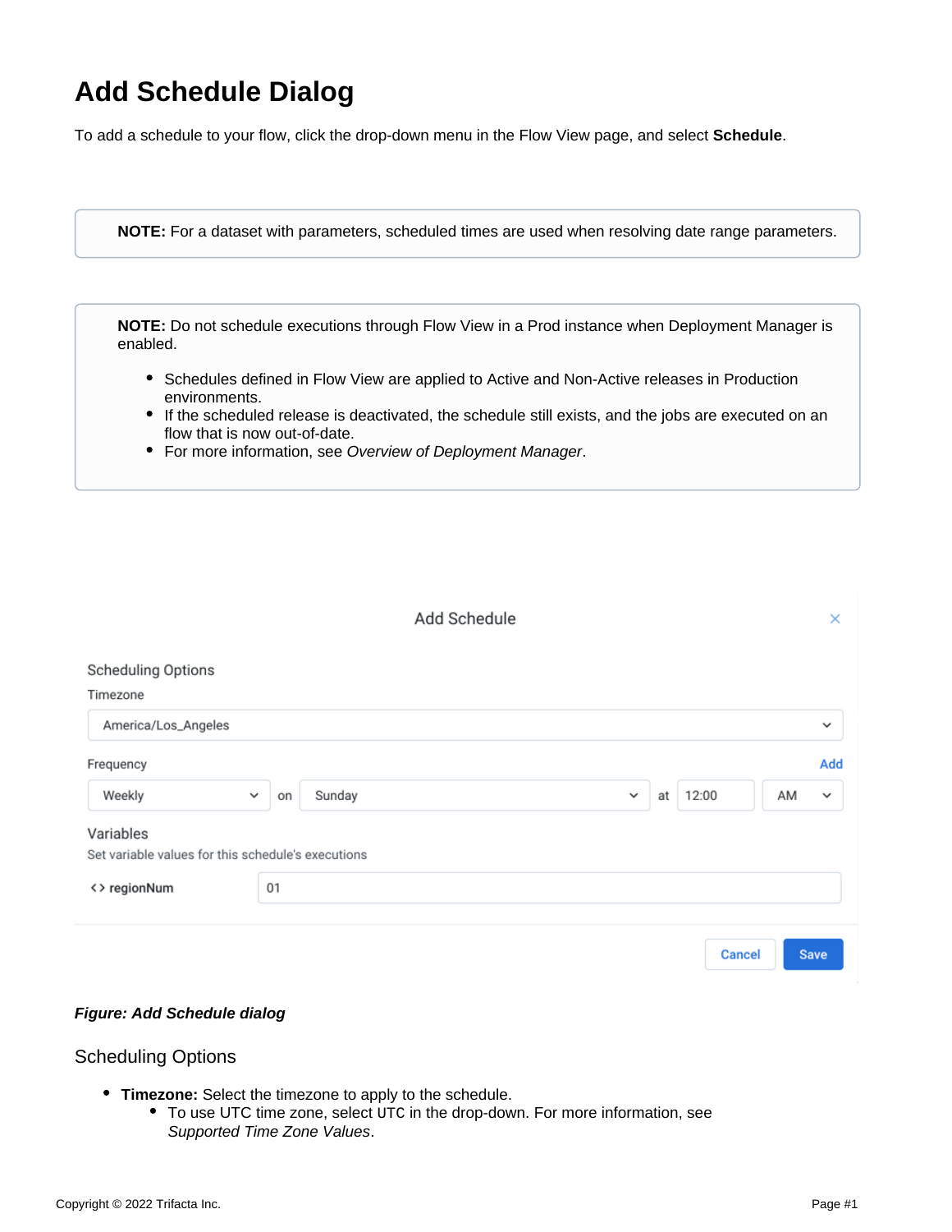# Add Schedule Dialog

To add a schedule to your flow, click the drop-down menu in the Flow View page, and select **Schedule**.

> **NOTE:** For a dataset with parameters, scheduled times are used when resolving date range parameters.

> **NOTE:** Do not schedule executions through Flow View in a Prod instance when Deployment Manager is enabled.
>
> - Schedules defined in Flow View are applied to Active and Non-Active releases in Production environments.
> - If the scheduled release is deactivated, the schedule still exists, and the jobs are executed on an flow that is now out-of-date.
> - For more information, see *Overview of Deployment Manager*.

***Figure: Add Schedule dialog***

## Scheduling Options

- **Timezone:** Select the timezone to apply to the schedule.
  - To use UTC time zone, select `UTC` in the drop-down. For more information, see *Supported Time Zone Values*.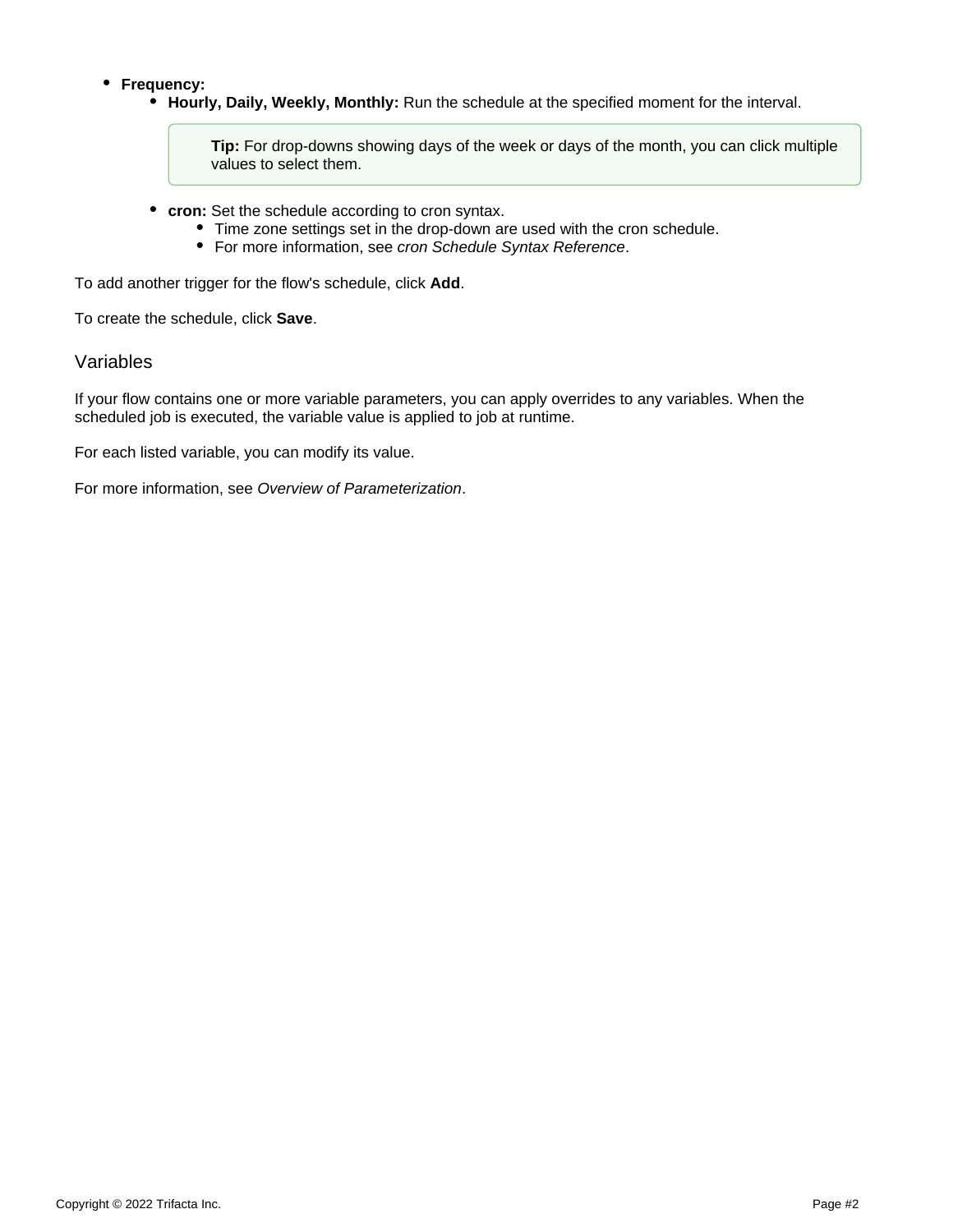- **Frequency:**
  - **Hourly, Daily, Weekly, Monthly:** Run the schedule at the specified moment for the interval.

    > **Tip:** For drop-downs showing days of the week or days of the month, you can click multiple values to select them.

  - **cron:** Set the schedule according to cron syntax.
    - Time zone settings set in the drop-down are used with the cron schedule.
    - For more information, see *cron Schedule Syntax Reference*.

To add another trigger for the flow's schedule, click **Add**.

To create the schedule, click **Save**.

## Variables

If your flow contains one or more variable parameters, you can apply overrides to any variables. When the scheduled job is executed, the variable value is applied to job at runtime.

For each listed variable, you can modify its value.

For more information, see *Overview of Parameterization*.